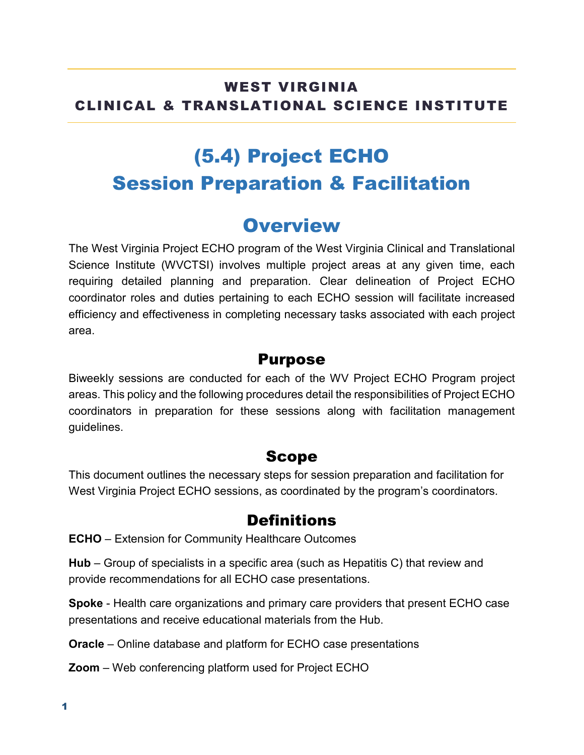**WEST VIRGINIA**
**CLINICAL & TRANSLATIONAL SCIENCE INSTITUTE**

# (5.4) Project ECHO Session Preparation & Facilitation

## Overview

The West Virginia Project ECHO program of the West Virginia Clinical and Translational Science Institute (WVCTSI) involves multiple project areas at any given time, each requiring detailed planning and preparation. Clear delineation of Project ECHO coordinator roles and duties pertaining to each ECHO session will facilitate increased efficiency and effectiveness in completing necessary tasks associated with each project area.

### Purpose

Biweekly sessions are conducted for each of the WV Project ECHO Program project areas. This policy and the following procedures detail the responsibilities of Project ECHO coordinators in preparation for these sessions along with facilitation management guidelines.

### Scope

This document outlines the necessary steps for session preparation and facilitation for West Virginia Project ECHO sessions, as coordinated by the program's coordinators.

## Definitions

**ECHO** – Extension for Community Healthcare Outcomes

**Hub** – Group of specialists in a specific area (such as Hepatitis C) that review and provide recommendations for all ECHO case presentations.

**Spoke** - Health care organizations and primary care providers that present ECHO case presentations and receive educational materials from the Hub.

**Oracle** – Online database and platform for ECHO case presentations

**Zoom** – Web conferencing platform used for Project ECHO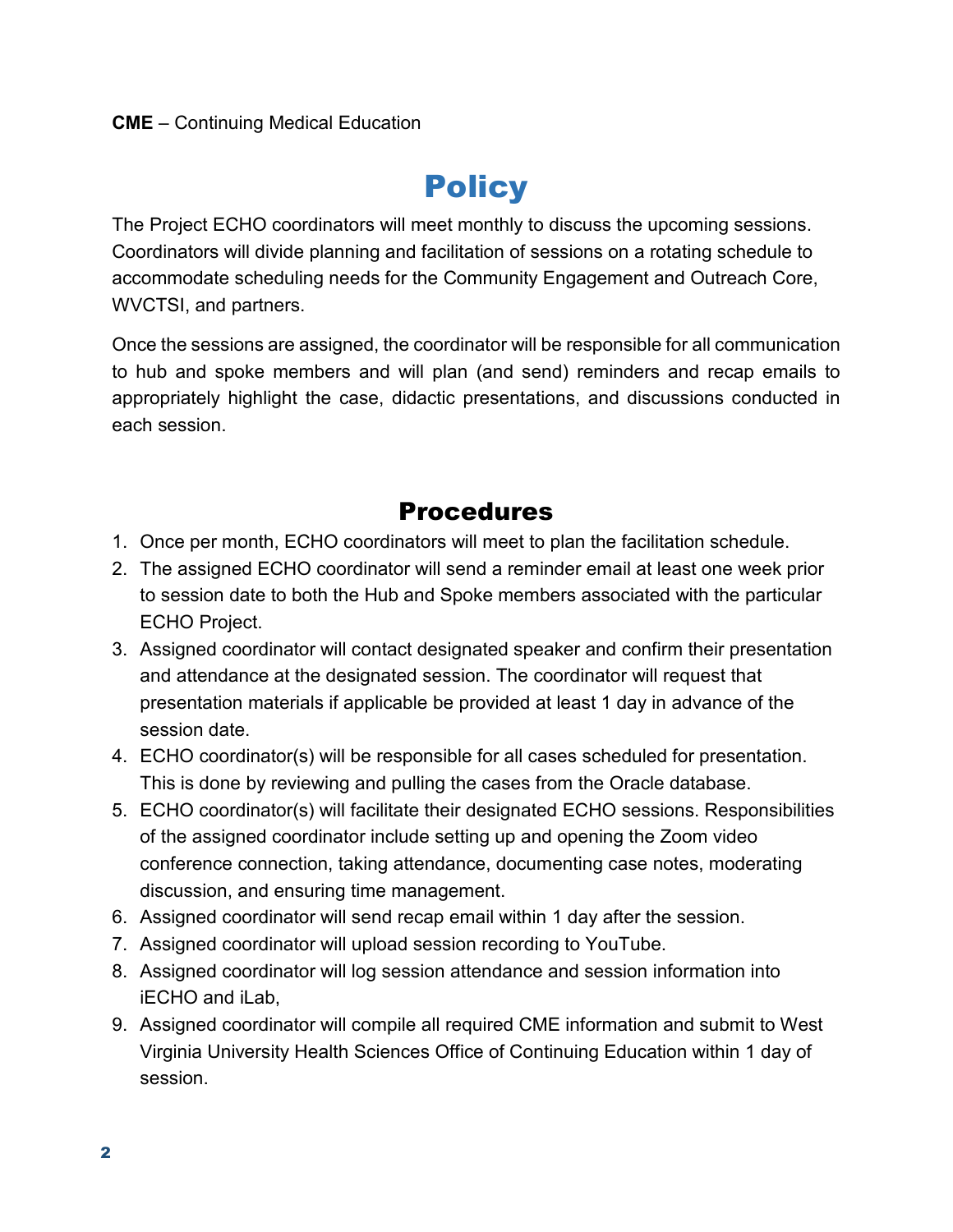**CME** – Continuing Medical Education

# Policy

The Project ECHO coordinators will meet monthly to discuss the upcoming sessions. Coordinators will divide planning and facilitation of sessions on a rotating schedule to accommodate scheduling needs for the Community Engagement and Outreach Core, WVCTSI, and partners.

Once the sessions are assigned, the coordinator will be responsible for all communication to hub and spoke members and will plan (and send) reminders and recap emails to appropriately highlight the case, didactic presentations, and discussions conducted in each session.

## Procedures

1. Once per month, ECHO coordinators will meet to plan the facilitation schedule.
2. The assigned ECHO coordinator will send a reminder email at least one week prior to session date to both the Hub and Spoke members associated with the particular ECHO Project.
3. Assigned coordinator will contact designated speaker and confirm their presentation and attendance at the designated session. The coordinator will request that presentation materials if applicable be provided at least 1 day in advance of the session date.
4. ECHO coordinator(s) will be responsible for all cases scheduled for presentation. This is done by reviewing and pulling the cases from the Oracle database.
5. ECHO coordinator(s) will facilitate their designated ECHO sessions. Responsibilities of the assigned coordinator include setting up and opening the Zoom video conference connection, taking attendance, documenting case notes, moderating discussion, and ensuring time management.
6. Assigned coordinator will send recap email within 1 day after the session.
7. Assigned coordinator will upload session recording to YouTube.
8. Assigned coordinator will log session attendance and session information into iECHO and iLab,
9. Assigned coordinator will compile all required CME information and submit to West Virginia University Health Sciences Office of Continuing Education within 1 day of session.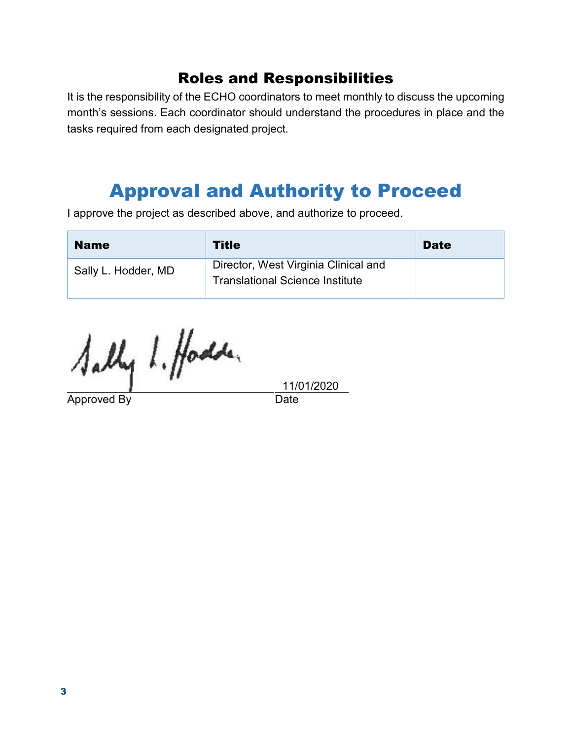## Roles and Responsibilities

It is the responsibility of the ECHO coordinators to meet monthly to discuss the upcoming month's sessions. Each coordinator should understand the procedures in place and the tasks required from each designated project.

# Approval and Authority to Proceed

I approve the project as described above, and authorize to proceed.

| Name | Title | Date |
| --- | --- | --- |
| Sally L. Hodder, MD | Director, West Virginia Clinical and Translational Science Institute | |

Sally L. Hodder

Approved By

11/01/2020

Date